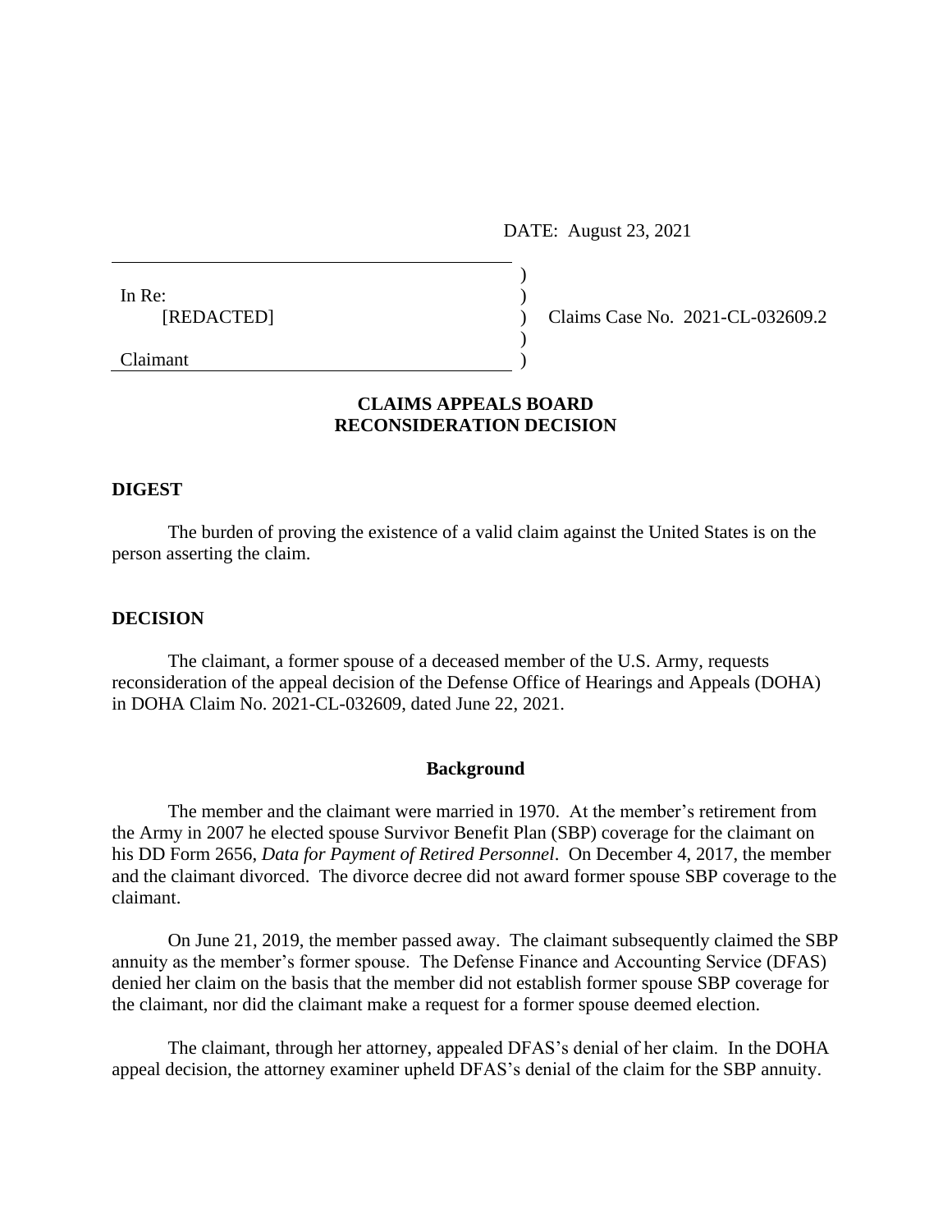DATE: August 23, 2021

In Re:
[REDACTED]

Claimant

Claims Case No. 2021-CL-032609.2

**CLAIMS APPEALS BOARD**
**RECONSIDERATION DECISION**

## DIGEST

The burden of proving the existence of a valid claim against the United States is on the person asserting the claim.

## DECISION

The claimant, a former spouse of a deceased member of the U.S. Army, requests reconsideration of the appeal decision of the Defense Office of Hearings and Appeals (DOHA) in DOHA Claim No. 2021-CL-032609, dated June 22, 2021.

### Background

The member and the claimant were married in 1970. At the member's retirement from the Army in 2007 he elected spouse Survivor Benefit Plan (SBP) coverage for the claimant on his DD Form 2656, *Data for Payment of Retired Personnel*. On December 4, 2017, the member and the claimant divorced. The divorce decree did not award former spouse SBP coverage to the claimant.

On June 21, 2019, the member passed away. The claimant subsequently claimed the SBP annuity as the member's former spouse. The Defense Finance and Accounting Service (DFAS) denied her claim on the basis that the member did not establish former spouse SBP coverage for the claimant, nor did the claimant make a request for a former spouse deemed election.

The claimant, through her attorney, appealed DFAS's denial of her claim. In the DOHA appeal decision, the attorney examiner upheld DFAS's denial of the claim for the SBP annuity.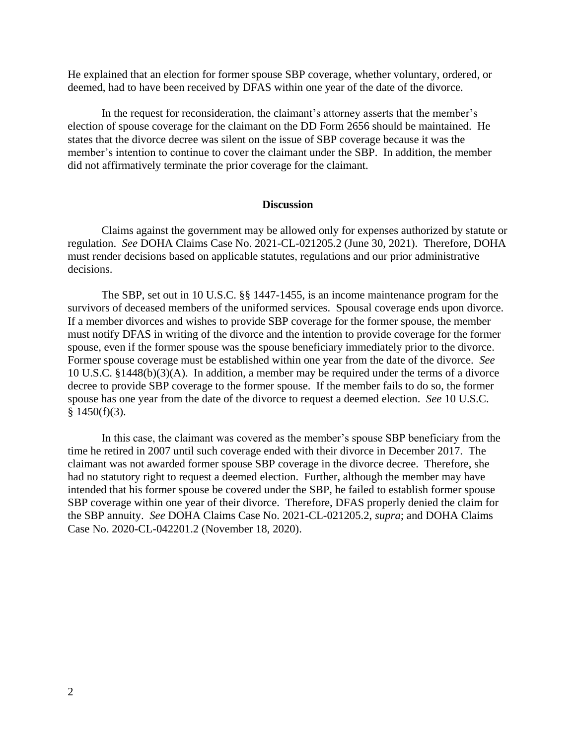He explained that an election for former spouse SBP coverage, whether voluntary, ordered, or deemed, had to have been received by DFAS within one year of the date of the divorce.

In the request for reconsideration, the claimant's attorney asserts that the member's election of spouse coverage for the claimant on the DD Form 2656 should be maintained. He states that the divorce decree was silent on the issue of SBP coverage because it was the member's intention to continue to cover the claimant under the SBP. In addition, the member did not affirmatively terminate the prior coverage for the claimant.

**Discussion**

Claims against the government may be allowed only for expenses authorized by statute or regulation. *See* DOHA Claims Case No. 2021-CL-021205.2 (June 30, 2021). Therefore, DOHA must render decisions based on applicable statutes, regulations and our prior administrative decisions.

The SBP, set out in 10 U.S.C. §§ 1447-1455, is an income maintenance program for the survivors of deceased members of the uniformed services. Spousal coverage ends upon divorce. If a member divorces and wishes to provide SBP coverage for the former spouse, the member must notify DFAS in writing of the divorce and the intention to provide coverage for the former spouse, even if the former spouse was the spouse beneficiary immediately prior to the divorce. Former spouse coverage must be established within one year from the date of the divorce. *See* 10 U.S.C. §1448(b)(3)(A). In addition, a member may be required under the terms of a divorce decree to provide SBP coverage to the former spouse. If the member fails to do so, the former spouse has one year from the date of the divorce to request a deemed election. *See* 10 U.S.C. § 1450(f)(3).

In this case, the claimant was covered as the member's spouse SBP beneficiary from the time he retired in 2007 until such coverage ended with their divorce in December 2017. The claimant was not awarded former spouse SBP coverage in the divorce decree. Therefore, she had no statutory right to request a deemed election. Further, although the member may have intended that his former spouse be covered under the SBP, he failed to establish former spouse SBP coverage within one year of their divorce. Therefore, DFAS properly denied the claim for the SBP annuity. *See* DOHA Claims Case No. 2021-CL-021205.2, *supra*; and DOHA Claims Case No. 2020-CL-042201.2 (November 18, 2020).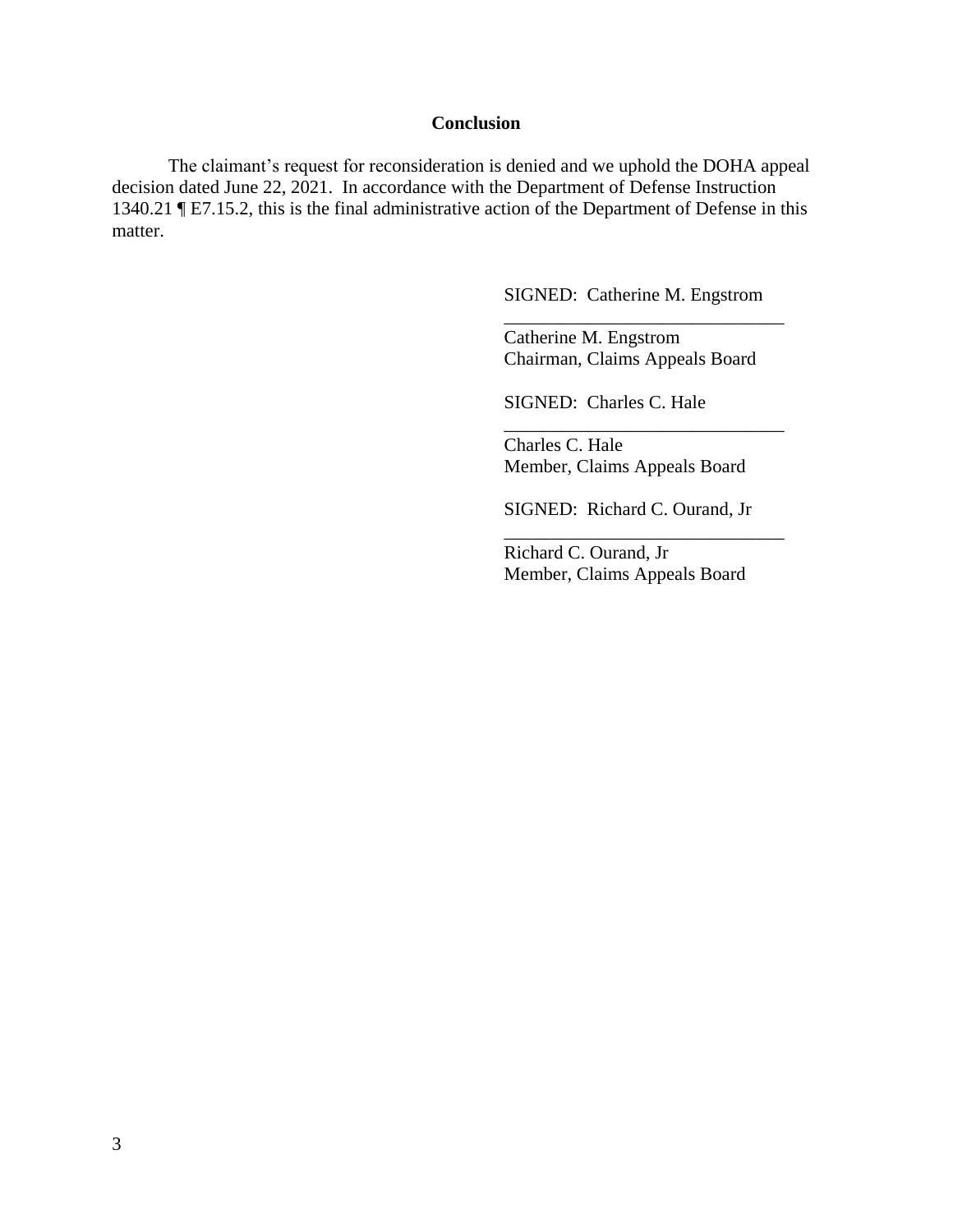## Conclusion

The claimant's request for reconsideration is denied and we uphold the DOHA appeal decision dated June 22, 2021. In accordance with the Department of Defense Instruction 1340.21 ¶ E7.15.2, this is the final administrative action of the Department of Defense in this matter.

SIGNED: Catherine M. Engstrom

______________________________
Catherine M. Engstrom
Chairman, Claims Appeals Board

SIGNED: Charles C. Hale

______________________________
Charles C. Hale
Member, Claims Appeals Board

SIGNED: Richard C. Ourand, Jr

______________________________
Richard C. Ourand, Jr
Member, Claims Appeals Board